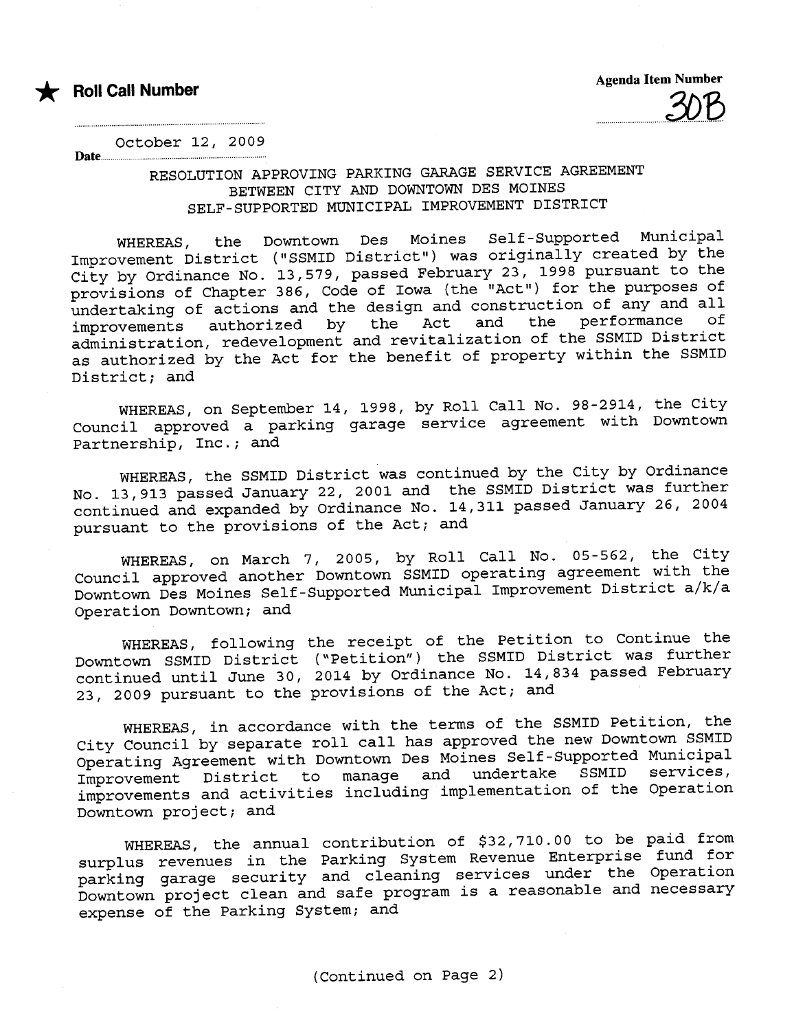★ **Roll Call Number**

**Agenda Item Number**
30B

**Date** October 12, 2009

## RESOLUTION APPROVING PARKING GARAGE SERVICE AGREEMENT BETWEEN CITY AND DOWNTOWN DES MOINES SELF-SUPPORTED MUNICIPAL IMPROVEMENT DISTRICT

WHEREAS, the Downtown Des Moines Self-Supported Municipal Improvement District ("SSMID District") was originally created by the City by Ordinance No. 13,579, passed February 23, 1998 pursuant to the provisions of Chapter 386, Code of Iowa (the "Act") for the purposes of undertaking of actions and the design and construction of any and all improvements authorized by the Act and the performance of administration, redevelopment and revitalization of the SSMID District as authorized by the Act for the benefit of property within the SSMID District; and

WHEREAS, on September 14, 1998, by Roll Call No. 98-2914, the City Council approved a parking garage service agreement with Downtown Partnership, Inc.; and

WHEREAS, the SSMID District was continued by the City by Ordinance No. 13,913 passed January 22, 2001 and the SSMID District was further continued and expanded by Ordinance No. 14,311 passed January 26, 2004 pursuant to the provisions of the Act; and

WHEREAS, on March 7, 2005, by Roll Call No. 05-562, the City Council approved another Downtown SSMID operating agreement with the Downtown Des Moines Self-Supported Municipal Improvement District a/k/a Operation Downtown; and

WHEREAS, following the receipt of the Petition to Continue the Downtown SSMID District ("Petition") the SSMID District was further continued until June 30, 2014 by Ordinance No. 14,834 passed February 23, 2009 pursuant to the provisions of the Act; and

WHEREAS, in accordance with the terms of the SSMID Petition, the City Council by separate roll call has approved the new Downtown SSMID Operating Agreement with Downtown Des Moines Self-Supported Municipal Improvement District to manage and undertake SSMID services, improvements and activities including implementation of the Operation Downtown project; and

WHEREAS, the annual contribution of $32,710.00 to be paid from surplus revenues in the Parking System Revenue Enterprise fund for parking garage security and cleaning services under the Operation Downtown project clean and safe program is a reasonable and necessary expense of the Parking System; and

(Continued on Page 2)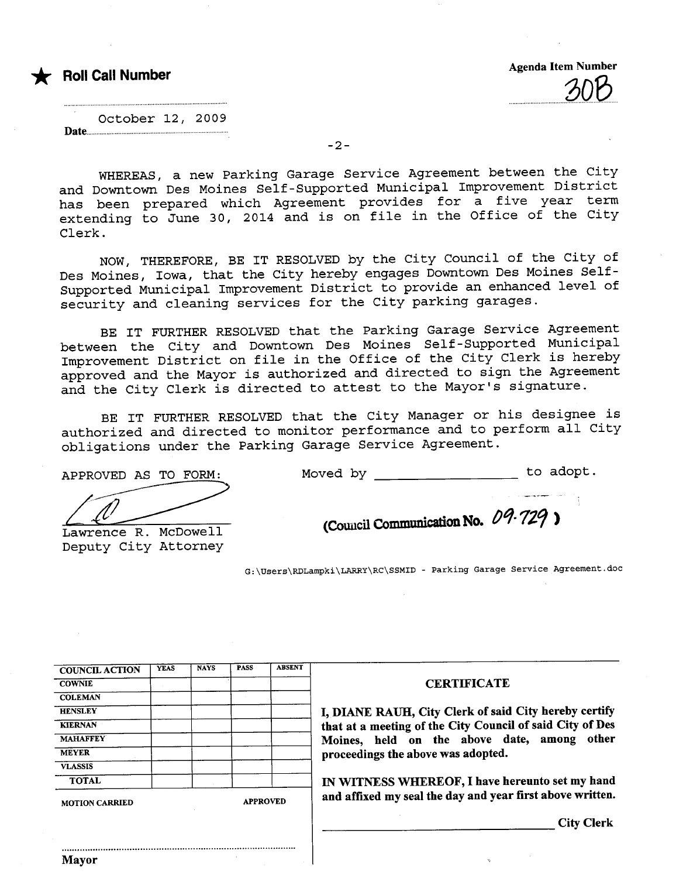★ **Roll Call Number**

Agenda Item Number

30B

October 12, 2009

Date

WHEREAS, a new Parking Garage Service Agreement between the City and Downtown Des Moines Self-Supported Municipal Improvement District has been prepared which Agreement provides for a five year term extending to June 30, 2014 and is on file in the Office of the City Clerk.

NOW, THEREFORE, BE IT RESOLVED by the City Council of the City of Des Moines, Iowa, that the City hereby engages Downtown Des Moines Self-Supported Municipal Improvement District to provide an enhanced level of security and cleaning services for the City parking garages.

BE IT FURTHER RESOLVED that the Parking Garage Service Agreement between the City and Downtown Des Moines Self-Supported Municipal Improvement District on file in the Office of the City Clerk is hereby approved and the Mayor is authorized and directed to sign the Agreement and the City Clerk is directed to attest to the Mayor's signature.

BE IT FURTHER RESOLVED that the City Manager or his designee is authorized and directed to monitor performance and to perform all City obligations under the Parking Garage Service Agreement.

APPROVED AS TO FORM:

Lawrence R. McDowell
Deputy City Attorney

Moved by ________________ to adopt.

(Council Communication No. 09-729)

G:\Users\RDLampki\LARRY\RC\SSMID - Parking Garage Service Agreement.doc

| COUNCIL ACTION | YEAS | NAYS | PASS | ABSENT |
|---|---|---|---|---|
| COWNIE | | | | |
| COLEMAN | | | | |
| HENSLEY | | | | |
| KIERNAN | | | | |
| MAHAFFEY | | | | |
| MEYER | | | | |
| VLASSIS | | | | |
| TOTAL | | | | |

MOTION CARRIED APPROVED

Mayor

**CERTIFICATE**

**I, DIANE RAUH, City Clerk of said City hereby certify that at a meeting of the City Council of said City of Des Moines, held on the above date, among other proceedings the above was adopted.**

**IN WITNESS WHEREOF, I have hereunto set my hand and affixed my seal the day and year first above written.**

______________________________ **City Clerk**